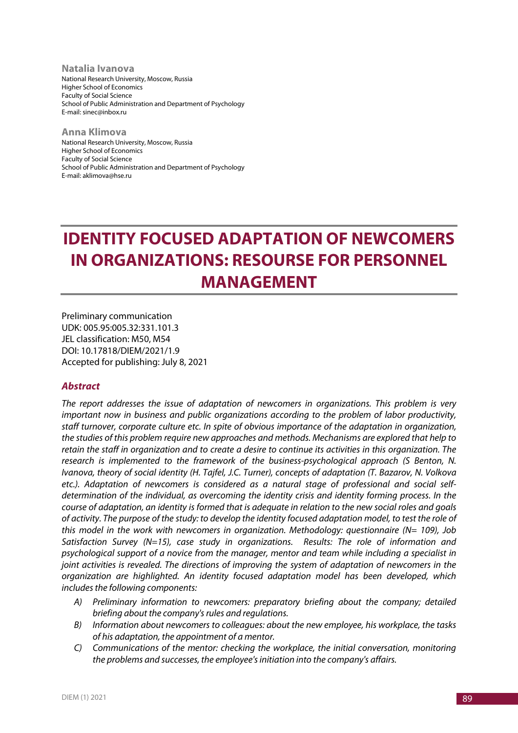**Natalia Ivanova**
National Research University, Moscow, Russia
Higher School of Economics
Faculty of Social Science
School of Public Administration and Department of Psychology
E-mail: sinec@inbox.ru

**Anna Klimova**
National Research University, Moscow, Russia
Higher School of Economics
Faculty of Social Science
School of Public Administration and Department of Psychology
E-mail: aklimova@hse.ru

# IDENTITY FOCUSED ADAPTATION OF NEWCOMERS IN ORGANIZATIONS: RESOURSE FOR PERSONNEL MANAGEMENT

Preliminary communication
UDK: 005.95:005.32:331.101.3
JEL classification: M50, M54
DOI: 10.17818/DIEM/2021/1.9
Accepted for publishing: July 8, 2021

## *Abstract*

*The report addresses the issue of adaptation of newcomers in organizations. This problem is very important now in business and public organizations according to the problem of labor productivity, staff turnover, corporate culture etc. In spite of obvious importance of the adaptation in organization, the studies of this problem require new approaches and methods. Mechanisms are explored that help to retain the staff in organization and to create a desire to continue its activities in this organization. The research is implemented to the framework of the business-psychological approach (S Benton, N. Ivanova, theory of social identity (H. Tajfel, J.C. Turner), concepts of adaptation (T. Bazarov, N. Volkova etc.). Adaptation of newcomers is considered as a natural stage of professional and social self-determination of the individual, as overcoming the identity crisis and identity forming process. In the course of adaptation, an identity is formed that is adequate in relation to the new social roles and goals of activity. The purpose of the study: to develop the identity focused adaptation model, to test the role of this model in the work with newcomers in organization. Methodology: questionnaire (N= 109), Job Satisfaction Survey (N=15), case study in organizations. Results: The role of information and psychological support of a novice from the manager, mentor and team while including a specialist in joint activities is revealed. The directions of improving the system of adaptation of newcomers in the organization are highlighted. An identity focused adaptation model has been developed, which includes the following components:*

- *A) Preliminary information to newcomers: preparatory briefing about the company; detailed briefing about the company's rules and regulations.*
- *B) Information about newcomers to colleagues: about the new employee, his workplace, the tasks of his adaptation, the appointment of a mentor.*
- *C) Communications of the mentor: checking the workplace, the initial conversation, monitoring the problems and successes, the employee's initiation into the company's affairs.*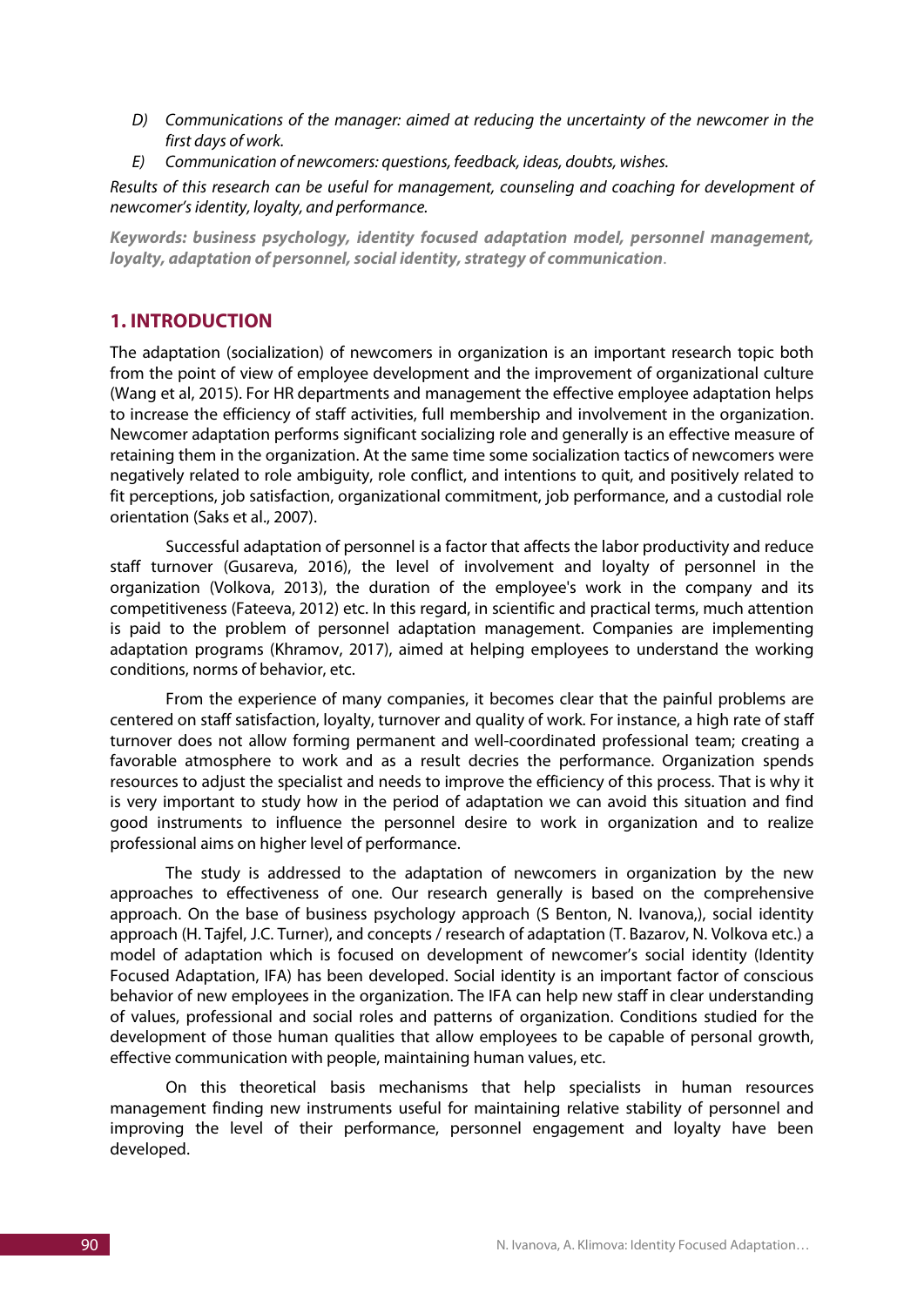*D) Communications of the manager: aimed at reducing the uncertainty of the newcomer in the first days of work.*

*E) Communication of newcomers: questions, feedback, ideas, doubts, wishes.*

*Results of this research can be useful for management, counseling and coaching for development of newcomer's identity, loyalty, and performance.*

***Keywords: business psychology, identity focused adaptation model, personnel management, loyalty, adaptation of personnel, social identity, strategy of communication***.

## 1. INTRODUCTION

The adaptation (socialization) of newcomers in organization is an important research topic both from the point of view of employee development and the improvement of organizational culture (Wang et al, 2015). For HR departments and management the effective employee adaptation helps to increase the efficiency of staff activities, full membership and involvement in the organization. Newcomer adaptation performs significant socializing role and generally is an effective measure of retaining them in the organization. At the same time some socialization tactics of newcomers were negatively related to role ambiguity, role conflict, and intentions to quit, and positively related to fit perceptions, job satisfaction, organizational commitment, job performance, and a custodial role orientation (Saks et al., 2007).

Successful adaptation of personnel is a factor that affects the labor productivity and reduce staff turnover (Gusareva, 2016), the level of involvement and loyalty of personnel in the organization (Volkova, 2013), the duration of the employee's work in the company and its competitiveness (Fateeva, 2012) etc. In this regard, in scientific and practical terms, much attention is paid to the problem of personnel adaptation management. Companies are implementing adaptation programs (Khramov, 2017), aimed at helping employees to understand the working conditions, norms of behavior, etc.

From the experience of many companies, it becomes clear that the painful problems are centered on staff satisfaction, loyalty, turnover and quality of work. For instance, a high rate of staff turnover does not allow forming permanent and well-coordinated professional team; creating a favorable atmosphere to work and as a result decries the performance. Organization spends resources to adjust the specialist and needs to improve the efficiency of this process. That is why it is very important to study how in the period of adaptation we can avoid this situation and find good instruments to influence the personnel desire to work in organization and to realize professional aims on higher level of performance.

The study is addressed to the adaptation of newcomers in organization by the new approaches to effectiveness of one. Our research generally is based on the comprehensive approach. On the base of business psychology approach (S Benton, N. Ivanova,), social identity approach (H. Tajfel, J.C. Turner), and concepts / research of adaptation (T. Bazarov, N. Volkova etc.) a model of adaptation which is focused on development of newcomer's social identity (Identity Focused Adaptation, IFA) has been developed. Social identity is an important factor of conscious behavior of new employees in the organization. The IFA can help new staff in clear understanding of values, professional and social roles and patterns of organization. Conditions studied for the development of those human qualities that allow employees to be capable of personal growth, effective communication with people, maintaining human values, etc.

On this theoretical basis mechanisms that help specialists in human resources management finding new instruments useful for maintaining relative stability of personnel and improving the level of their performance, personnel engagement and loyalty have been developed.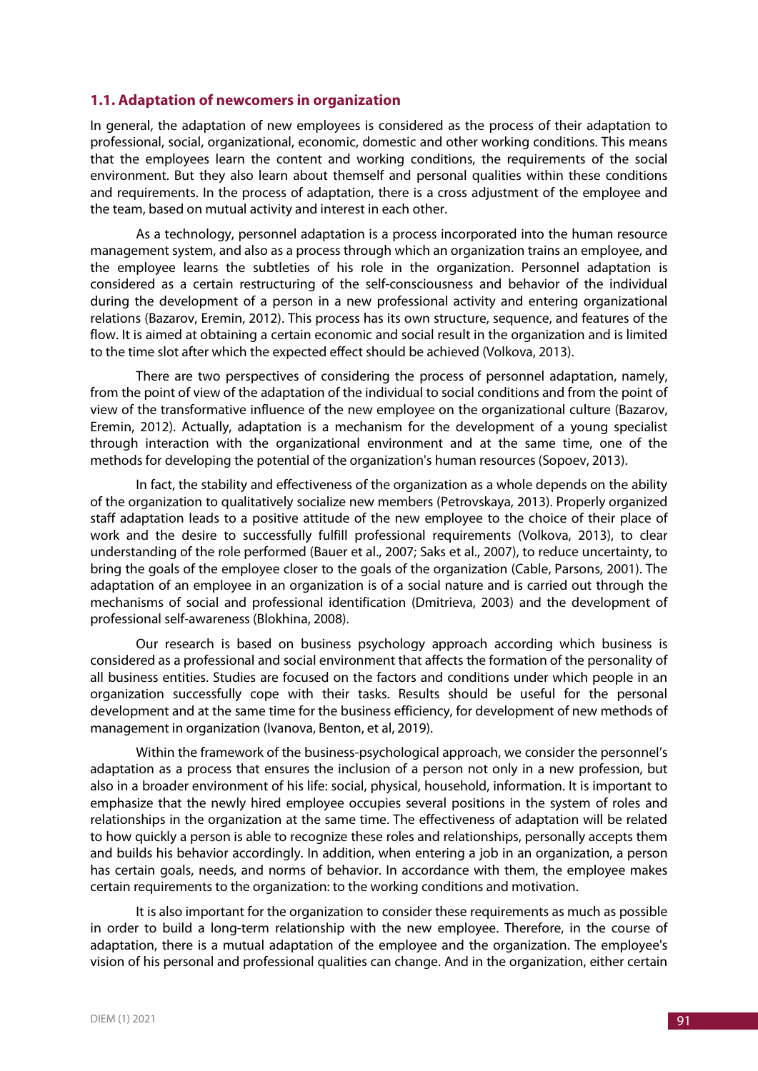### 1.1. Adaptation of newcomers in organization

In general, the adaptation of new employees is considered as the process of their adaptation to professional, social, organizational, economic, domestic and other working conditions. This means that the employees learn the content and working conditions, the requirements of the social environment. But they also learn about themself and personal qualities within these conditions and requirements. In the process of adaptation, there is a cross adjustment of the employee and the team, based on mutual activity and interest in each other.

As a technology, personnel adaptation is a process incorporated into the human resource management system, and also as a process through which an organization trains an employee, and the employee learns the subtleties of his role in the organization. Personnel adaptation is considered as a certain restructuring of the self-consciousness and behavior of the individual during the development of a person in a new professional activity and entering organizational relations (Bazarov, Eremin, 2012). This process has its own structure, sequence, and features of the flow. It is aimed at obtaining a certain economic and social result in the organization and is limited to the time slot after which the expected effect should be achieved (Volkova, 2013).

There are two perspectives of considering the process of personnel adaptation, namely, from the point of view of the adaptation of the individual to social conditions and from the point of view of the transformative influence of the new employee on the organizational culture (Bazarov, Eremin, 2012). Actually, adaptation is a mechanism for the development of a young specialist through interaction with the organizational environment and at the same time, one of the methods for developing the potential of the organization's human resources (Sopoev, 2013).

In fact, the stability and effectiveness of the organization as a whole depends on the ability of the organization to qualitatively socialize new members (Petrovskaya, 2013). Properly organized staff adaptation leads to a positive attitude of the new employee to the choice of their place of work and the desire to successfully fulfill professional requirements (Volkova, 2013), to clear understanding of the role performed (Bauer et al., 2007; Saks et al., 2007), to reduce uncertainty, to bring the goals of the employee closer to the goals of the organization (Cable, Parsons, 2001). The adaptation of an employee in an organization is of a social nature and is carried out through the mechanisms of social and professional identification (Dmitrieva, 2003) and the development of professional self-awareness (Blokhina, 2008).

Our research is based on business psychology approach according which business is considered as a professional and social environment that affects the formation of the personality of all business entities. Studies are focused on the factors and conditions under which people in an organization successfully cope with their tasks. Results should be useful for the personal development and at the same time for the business efficiency, for development of new methods of management in organization (Ivanova, Benton, et al, 2019).

Within the framework of the business-psychological approach, we consider the personnel's adaptation as a process that ensures the inclusion of a person not only in a new profession, but also in a broader environment of his life: social, physical, household, information. It is important to emphasize that the newly hired employee occupies several positions in the system of roles and relationships in the organization at the same time. The effectiveness of adaptation will be related to how quickly a person is able to recognize these roles and relationships, personally accepts them and builds his behavior accordingly. In addition, when entering a job in an organization, a person has certain goals, needs, and norms of behavior. In accordance with them, the employee makes certain requirements to the organization: to the working conditions and motivation.

It is also important for the organization to consider these requirements as much as possible in order to build a long-term relationship with the new employee. Therefore, in the course of adaptation, there is a mutual adaptation of the employee and the organization. The employee's vision of his personal and professional qualities can change. And in the organization, either certain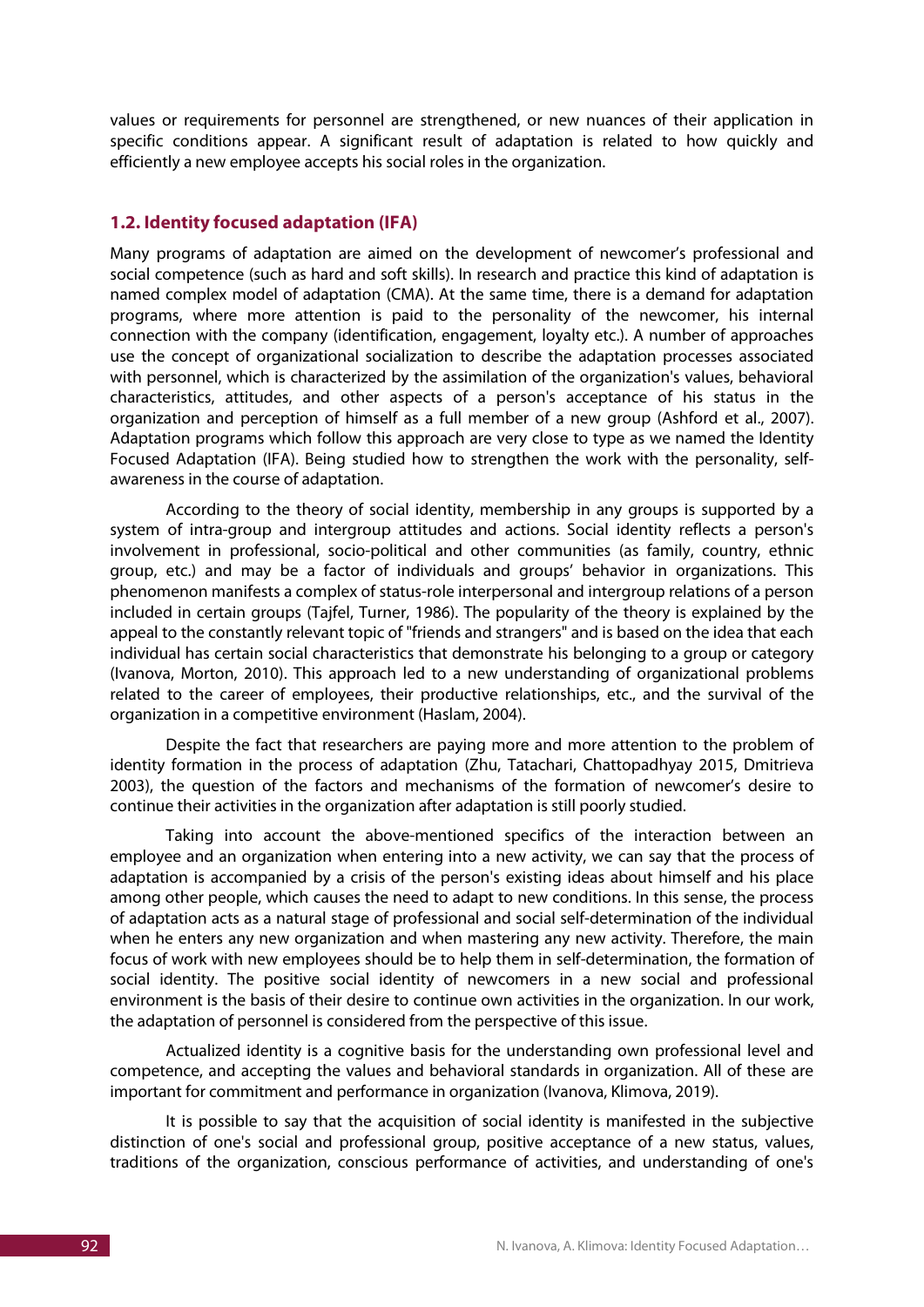values or requirements for personnel are strengthened, or new nuances of their application in specific conditions appear. A significant result of adaptation is related to how quickly and efficiently a new employee accepts his social roles in the organization.

### 1.2. Identity focused adaptation (IFA)

Many programs of adaptation are aimed on the development of newcomer's professional and social competence (such as hard and soft skills). In research and practice this kind of adaptation is named complex model of adaptation (CMA). At the same time, there is a demand for adaptation programs, where more attention is paid to the personality of the newcomer, his internal connection with the company (identification, engagement, loyalty etc.). A number of approaches use the concept of organizational socialization to describe the adaptation processes associated with personnel, which is characterized by the assimilation of the organization's values, behavioral characteristics, attitudes, and other aspects of a person's acceptance of his status in the organization and perception of himself as a full member of a new group (Ashford et al., 2007). Adaptation programs which follow this approach are very close to type as we named the Identity Focused Adaptation (IFA). Being studied how to strengthen the work with the personality, self-awareness in the course of adaptation.

According to the theory of social identity, membership in any groups is supported by a system of intra-group and intergroup attitudes and actions. Social identity reflects a person's involvement in professional, socio-political and other communities (as family, country, ethnic group, etc.) and may be a factor of individuals and groups' behavior in organizations. This phenomenon manifests a complex of status-role interpersonal and intergroup relations of a person included in certain groups (Tajfel, Turner, 1986). The popularity of the theory is explained by the appeal to the constantly relevant topic of "friends and strangers" and is based on the idea that each individual has certain social characteristics that demonstrate his belonging to a group or category (Ivanova, Morton, 2010). This approach led to a new understanding of organizational problems related to the career of employees, their productive relationships, etc., and the survival of the organization in a competitive environment (Haslam, 2004).

Despite the fact that researchers are paying more and more attention to the problem of identity formation in the process of adaptation (Zhu, Tatachari, Chattopadhyay 2015, Dmitrieva 2003), the question of the factors and mechanisms of the formation of newcomer's desire to continue their activities in the organization after adaptation is still poorly studied.

Taking into account the above-mentioned specifics of the interaction between an employee and an organization when entering into a new activity, we can say that the process of adaptation is accompanied by a crisis of the person's existing ideas about himself and his place among other people, which causes the need to adapt to new conditions. In this sense, the process of adaptation acts as a natural stage of professional and social self-determination of the individual when he enters any new organization and when mastering any new activity. Therefore, the main focus of work with new employees should be to help them in self-determination, the formation of social identity. The positive social identity of newcomers in a new social and professional environment is the basis of their desire to continue own activities in the organization. In our work, the adaptation of personnel is considered from the perspective of this issue.

Actualized identity is a cognitive basis for the understanding own professional level and competence, and accepting the values and behavioral standards in organization. All of these are important for commitment and performance in organization (Ivanova, Klimova, 2019).

It is possible to say that the acquisition of social identity is manifested in the subjective distinction of one's social and professional group, positive acceptance of a new status, values, traditions of the organization, conscious performance of activities, and understanding of one's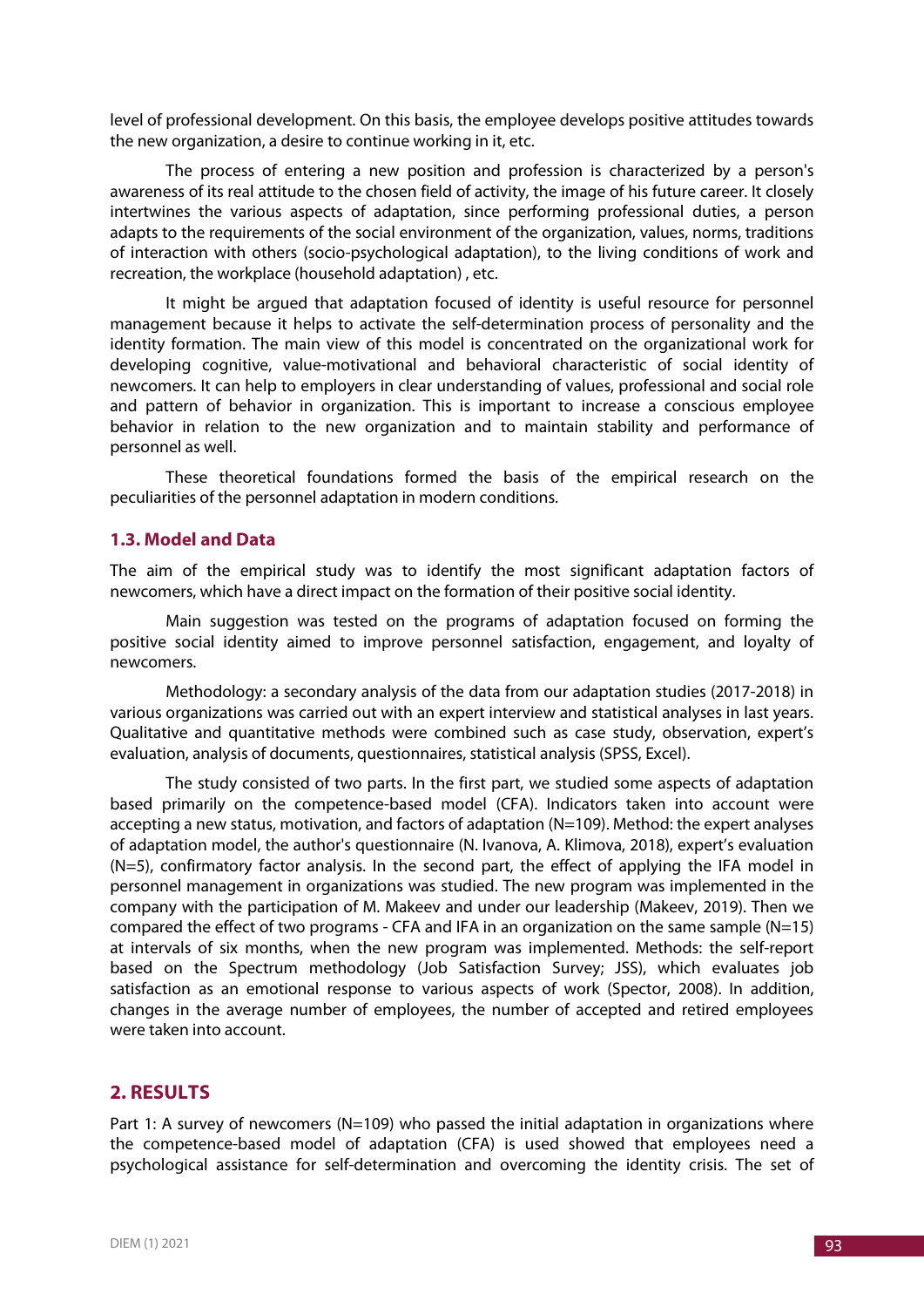level of professional development. On this basis, the employee develops positive attitudes towards the new organization, a desire to continue working in it, etc.

The process of entering a new position and profession is characterized by a person's awareness of its real attitude to the chosen field of activity, the image of his future career. It closely intertwines the various aspects of adaptation, since performing professional duties, a person adapts to the requirements of the social environment of the organization, values, norms, traditions of interaction with others (socio-psychological adaptation), to the living conditions of work and recreation, the workplace (household adaptation) , etc.

It might be argued that adaptation focused of identity is useful resource for personnel management because it helps to activate the self-determination process of personality and the identity formation. The main view of this model is concentrated on the organizational work for developing cognitive, value-motivational and behavioral characteristic of social identity of newcomers. It can help to employers in clear understanding of values, professional and social role and pattern of behavior in organization. This is important to increase a conscious employee behavior in relation to the new organization and to maintain stability and performance of personnel as well.

These theoretical foundations formed the basis of the empirical research on the peculiarities of the personnel adaptation in modern conditions.

### 1.3. Model and Data

The aim of the empirical study was to identify the most significant adaptation factors of newcomers, which have a direct impact on the formation of their positive social identity.

Main suggestion was tested on the programs of adaptation focused on forming the positive social identity aimed to improve personnel satisfaction, engagement, and loyalty of newcomers.

Methodology: a secondary analysis of the data from our adaptation studies (2017-2018) in various organizations was carried out with an expert interview and statistical analyses in last years. Qualitative and quantitative methods were combined such as case study, observation, expert's evaluation, analysis of documents, questionnaires, statistical analysis (SPSS, Excel).

The study consisted of two parts. In the first part, we studied some aspects of adaptation based primarily on the competence-based model (CFA). Indicators taken into account were accepting a new status, motivation, and factors of adaptation (N=109). Method: the expert analyses of adaptation model, the author's questionnaire (N. Ivanova, A. Klimova, 2018), expert's evaluation (N=5), confirmatory factor analysis. In the second part, the effect of applying the IFA model in personnel management in organizations was studied. The new program was implemented in the company with the participation of M. Makeev and under our leadership (Makeev, 2019). Then we compared the effect of two programs - CFA and IFA in an organization on the same sample (N=15) at intervals of six months, when the new program was implemented. Methods: the self-report based on the Spectrum methodology (Job Satisfaction Survey; JSS), which evaluates job satisfaction as an emotional response to various aspects of work (Spector, 2008). In addition, changes in the average number of employees, the number of accepted and retired employees were taken into account.

## 2. RESULTS

Part 1: A survey of newcomers (N=109) who passed the initial adaptation in organizations where the competence-based model of adaptation (CFA) is used showed that employees need a psychological assistance for self-determination and overcoming the identity crisis. The set of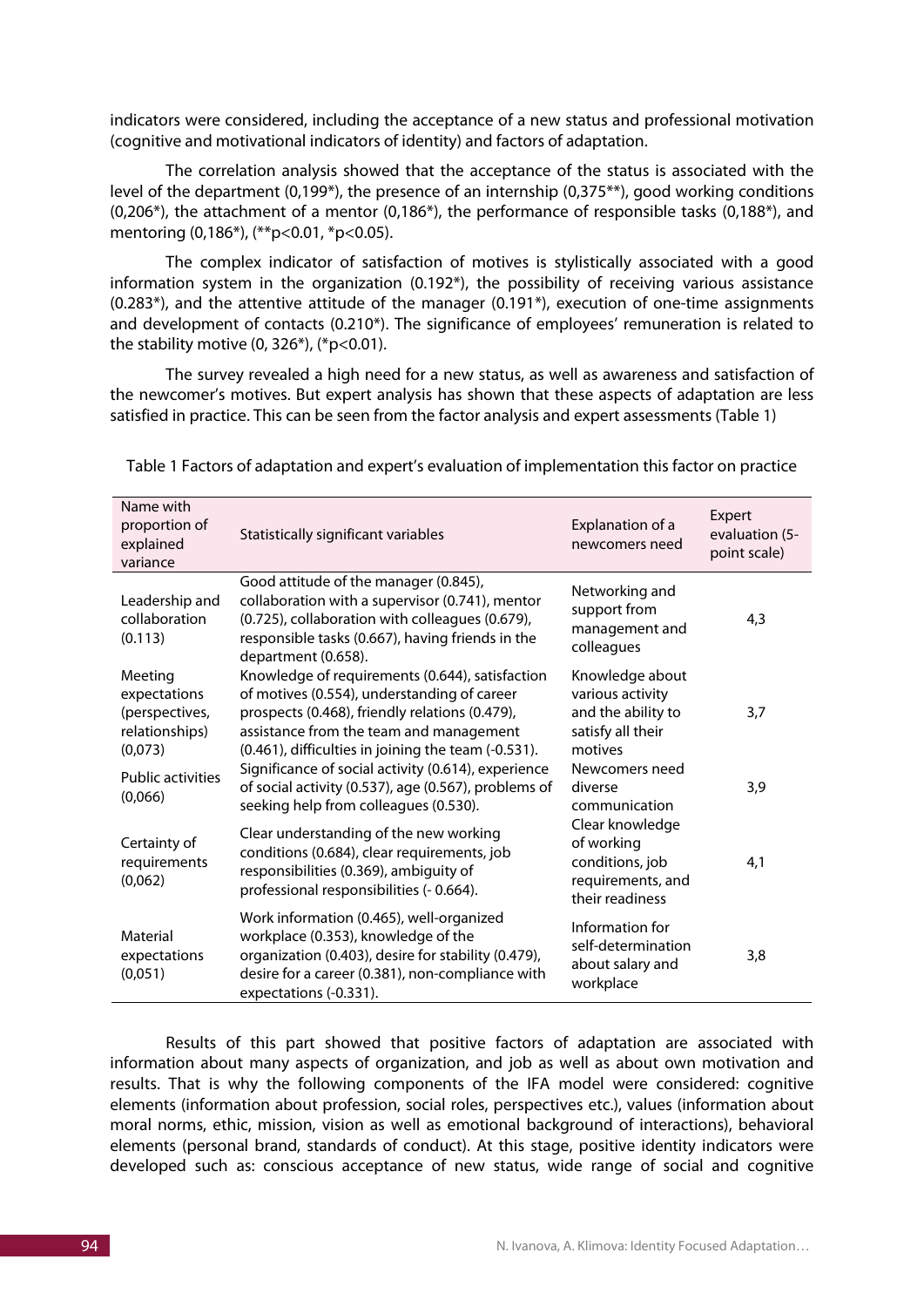indicators were considered, including the acceptance of a new status and professional motivation (cognitive and motivational indicators of identity) and factors of adaptation.

The correlation analysis showed that the acceptance of the status is associated with the level of the department (0,199*), the presence of an internship (0,375**), good working conditions (0,206*), the attachment of a mentor (0,186*), the performance of responsible tasks (0,188*), and mentoring (0,186*), (**p<0.01, *p<0.05).

The complex indicator of satisfaction of motives is stylistically associated with a good information system in the organization (0.192*), the possibility of receiving various assistance (0.283*), and the attentive attitude of the manager (0.191*), execution of one-time assignments and development of contacts (0.210*). The significance of employees' remuneration is related to the stability motive (0, 326*), (*p<0.01).

The survey revealed a high need for a new status, as well as awareness and satisfaction of the newcomer's motives. But expert analysis has shown that these aspects of adaptation are less satisfied in practice. This can be seen from the factor analysis and expert assessments (Table 1)

Table 1 Factors of adaptation and expert's evaluation of implementation this factor on practice

| Name with proportion of explained variance | Statistically significant variables | Explanation of a newcomers need | Expert evaluation (5-point scale) |
|---|---|---|---|
| Leadership and collaboration (0.113) | Good attitude of the manager (0.845), collaboration with a supervisor (0.741), mentor (0.725), collaboration with colleagues (0.679), responsible tasks (0.667), having friends in the department (0.658). | Networking and support from management and colleagues | 4,3 |
| Meeting expectations (perspectives, relationships) (0,073) | Knowledge of requirements (0.644), satisfaction of motives (0.554), understanding of career prospects (0.468), friendly relations (0.479), assistance from the team and management (0.461), difficulties in joining the team (-0.531). | Knowledge about various activity and the ability to satisfy all their motives | 3,7 |
| Public activities (0,066) | Significance of social activity (0.614), experience of social activity (0.537), age (0.567), problems of seeking help from colleagues (0.530). | Newcomers need diverse communication | 3,9 |
| Certainty of requirements (0,062) | Clear understanding of the new working conditions (0.684), clear requirements, job responsibilities (0.369), ambiguity of professional responsibilities (- 0.664). | Clear knowledge of working conditions, job requirements, and their readiness | 4,1 |
| Material expectations (0,051) | Work information (0.465), well-organized workplace (0.353), knowledge of the organization (0.403), desire for stability (0.479), desire for a career (0.381), non-compliance with expectations (-0.331). | Information for self-determination about salary and workplace | 3,8 |

Results of this part showed that positive factors of adaptation are associated with information about many aspects of organization, and job as well as about own motivation and results. That is why the following components of the IFA model were considered: cognitive elements (information about profession, social roles, perspectives etc.), values (information about moral norms, ethic, mission, vision as well as emotional background of interactions), behavioral elements (personal brand, standards of conduct). At this stage, positive identity indicators were developed such as: conscious acceptance of new status, wide range of social and cognitive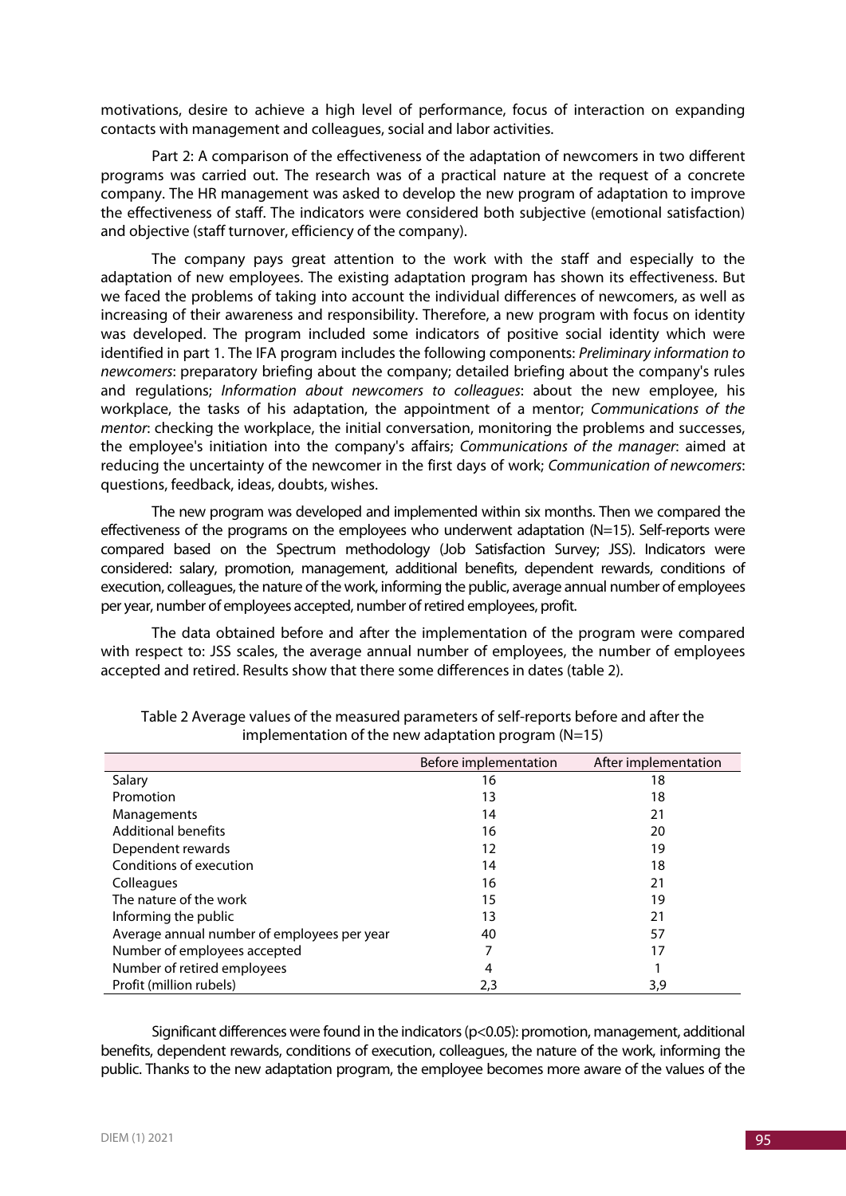motivations, desire to achieve a high level of performance, focus of interaction on expanding contacts with management and colleagues, social and labor activities.

Part 2: A comparison of the effectiveness of the adaptation of newcomers in two different programs was carried out. The research was of a practical nature at the request of a concrete company. The HR management was asked to develop the new program of adaptation to improve the effectiveness of staff. The indicators were considered both subjective (emotional satisfaction) and objective (staff turnover, efficiency of the company).

The company pays great attention to the work with the staff and especially to the adaptation of new employees. The existing adaptation program has shown its effectiveness. But we faced the problems of taking into account the individual differences of newcomers, as well as increasing of their awareness and responsibility. Therefore, a new program with focus on identity was developed. The program included some indicators of positive social identity which were identified in part 1. The IFA program includes the following components: *Preliminary information to newcomers*: preparatory briefing about the company; detailed briefing about the company's rules and regulations; *Information about newcomers to colleagues*: about the new employee, his workplace, the tasks of his adaptation, the appointment of a mentor; *Communications of the mentor*: checking the workplace, the initial conversation, monitoring the problems and successes, the employee's initiation into the company's affairs; *Communications of the manager*: aimed at reducing the uncertainty of the newcomer in the first days of work; *Communication of newcomers*: questions, feedback, ideas, doubts, wishes.

The new program was developed and implemented within six months. Then we compared the effectiveness of the programs on the employees who underwent adaptation (N=15). Self-reports were compared based on the Spectrum methodology (Job Satisfaction Survey; JSS). Indicators were considered: salary, promotion, management, additional benefits, dependent rewards, conditions of execution, colleagues, the nature of the work, informing the public, average annual number of employees per year, number of employees accepted, number of retired employees, profit.

The data obtained before and after the implementation of the program were compared with respect to: JSS scales, the average annual number of employees, the number of employees accepted and retired. Results show that there some differences in dates (table 2).

Table 2 Average values of the measured parameters of self-reports before and after the implementation of the new adaptation program (N=15)

| | Before implementation | After implementation |
|---|---|---|
| Salary | 16 | 18 |
| Promotion | 13 | 18 |
| Managements | 14 | 21 |
| Additional benefits | 16 | 20 |
| Dependent rewards | 12 | 19 |
| Conditions of execution | 14 | 18 |
| Colleagues | 16 | 21 |
| The nature of the work | 15 | 19 |
| Informing the public | 13 | 21 |
| Average annual number of employees per year | 40 | 57 |
| Number of employees accepted | 7 | 17 |
| Number of retired employees | 4 | 1 |
| Profit (million rubels) | 2,3 | 3,9 |

Significant differences were found in the indicators ($p<0.05$): promotion, management, additional benefits, dependent rewards, conditions of execution, colleagues, the nature of the work, informing the public. Thanks to the new adaptation program, the employee becomes more aware of the values of the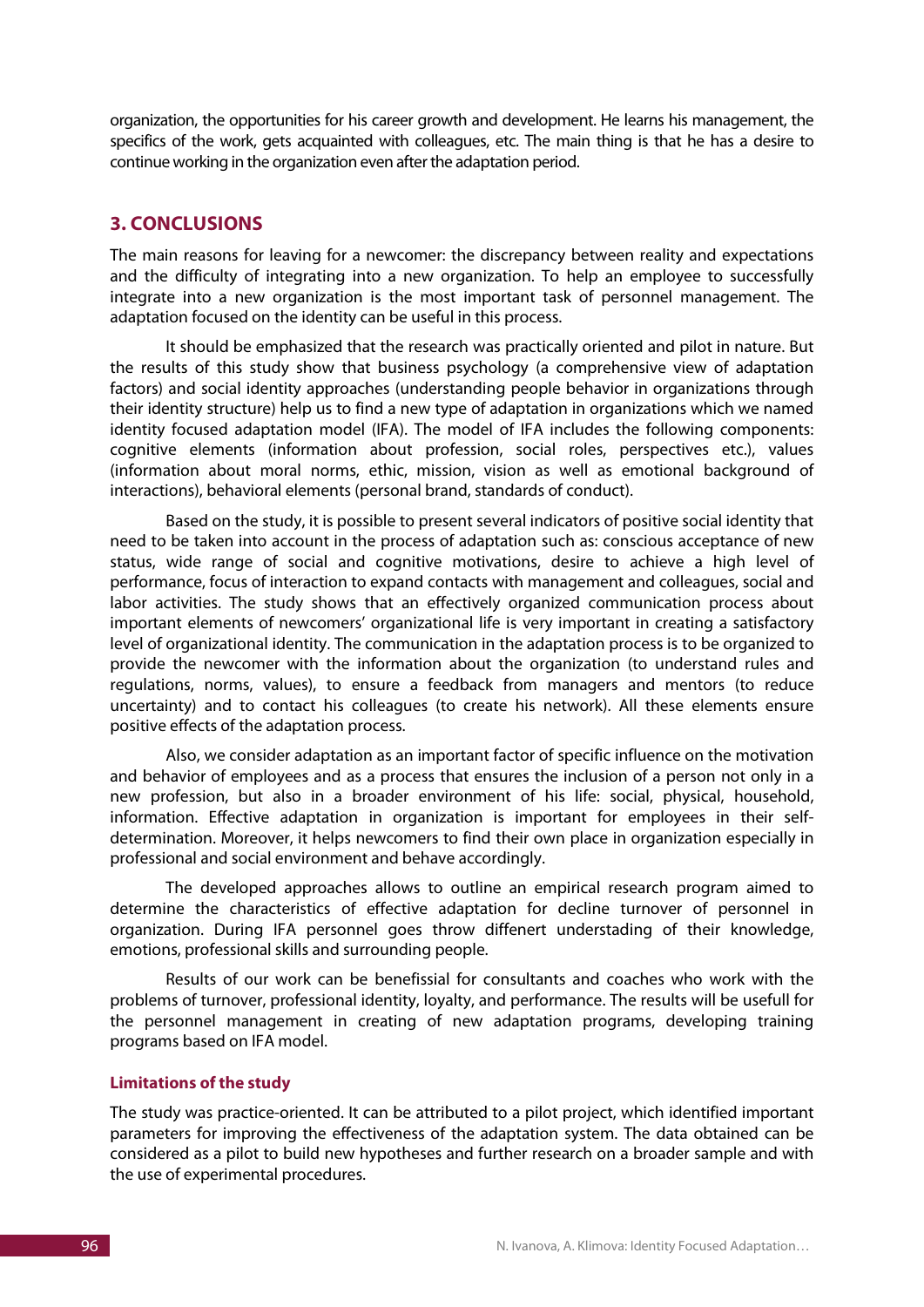organization, the opportunities for his career growth and development. He learns his management, the specifics of the work, gets acquainted with colleagues, etc. The main thing is that he has a desire to continue working in the organization even after the adaptation period.

## 3. CONCLUSIONS

The main reasons for leaving for a newcomer: the discrepancy between reality and expectations and the difficulty of integrating into a new organization. To help an employee to successfully integrate into a new organization is the most important task of personnel management. The adaptation focused on the identity can be useful in this process.

It should be emphasized that the research was practically oriented and pilot in nature. But the results of this study show that business psychology (a comprehensive view of adaptation factors) and social identity approaches (understanding people behavior in organizations through their identity structure) help us to find a new type of adaptation in organizations which we named identity focused adaptation model (IFA). The model of IFA includes the following components: cognitive elements (information about profession, social roles, perspectives etc.), values (information about moral norms, ethic, mission, vision as well as emotional background of interactions), behavioral elements (personal brand, standards of conduct).

Based on the study, it is possible to present several indicators of positive social identity that need to be taken into account in the process of adaptation such as: conscious acceptance of new status, wide range of social and cognitive motivations, desire to achieve a high level of performance, focus of interaction to expand contacts with management and colleagues, social and labor activities. The study shows that an effectively organized communication process about important elements of newcomers' organizational life is very important in creating a satisfactory level of organizational identity. The communication in the adaptation process is to be organized to provide the newcomer with the information about the organization (to understand rules and regulations, norms, values), to ensure a feedback from managers and mentors (to reduce uncertainty) and to contact his colleagues (to create his network). All these elements ensure positive effects of the adaptation process.

Also, we consider adaptation as an important factor of specific influence on the motivation and behavior of employees and as a process that ensures the inclusion of a person not only in a new profession, but also in a broader environment of his life: social, physical, household, information. Effective adaptation in organization is important for employees in their self-determination. Moreover, it helps newcomers to find their own place in organization especially in professional and social environment and behave accordingly.

The developed approaches allows to outline an empirical research program aimed to determine the characteristics of effective adaptation for decline turnover of personnel in organization. During IFA personnel goes throw diffenert understading of their knowledge, emotions, professional skills and surrounding people.

Results of our work can be benefissial for consultants and coaches who work with the problems of turnover, professional identity, loyalty, and performance. The results will be usefull for the personnel management in creating of new adaptation programs, developing training programs based on IFA model.

#### Limitations of the study

The study was practice-oriented. It can be attributed to a pilot project, which identified important parameters for improving the effectiveness of the adaptation system. The data obtained can be considered as a pilot to build new hypotheses and further research on a broader sample and with the use of experimental procedures.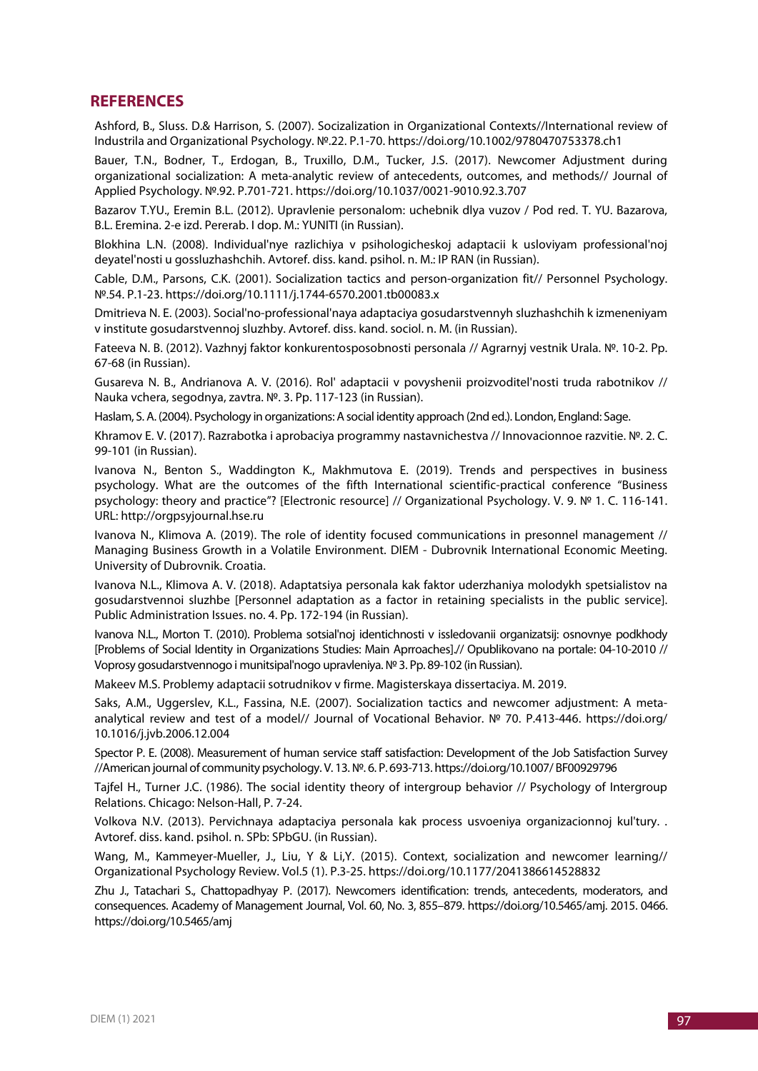## REFERENCES

Ashford, B., Sluss. D.& Harrison, S. (2007). Socizalization in Organizational Contexts//International review of Industrila and Organizational Psychology. №.22. P.1-70. https://doi.org/10.1002/9780470753378.ch1

Bauer, T.N., Bodner, T., Erdogan, B., Truxillo, D.M., Tucker, J.S. (2017). Newcomer Adjustment during organizational socialization: A meta-analytic review of antecedents, outcomes, and methods// Journal of Applied Psychology. №.92. P.701-721. https://doi.org/10.1037/0021-9010.92.3.707

Bazarov T.YU., Eremin B.L. (2012). Upravlenie personalom: uchebnik dlya vuzov / Pod red. T. YU. Bazarova, B.L. Eremina. 2-e izd. Pererab. I dop. M.: YUNITI (in Russian).

Blokhina L.N. (2008). Individual'nye razlichiya v psihologicheskoj adaptacii k usloviyam professional'noj deyatel'nosti u gossluzhashchih. Avtoref. diss. kand. psihol. n. M.: IP RAN (in Russian).

Cable, D.M., Parsons, C.K. (2001). Socialization tactics and person-organization fit// Personnel Psychology. №.54. P.1-23. https://doi.org/10.1111/j.1744-6570.2001.tb00083.x

Dmitrieva N. E. (2003). Social'no-professional'naya adaptaciya gosudarstvennyh sluzhashchih k izmeneniyam v institute gosudarstvennoj sluzhby. Avtoref. diss. kand. sociol. n. M. (in Russian).

Fateeva N. B. (2012). Vazhnyj faktor konkurentosposobnosti personala // Agrarnyj vestnik Urala. №. 10-2. Pp. 67-68 (in Russian).

Gusareva N. B., Andrianova A. V. (2016). Rol' adaptacii v povyshenii proizvoditel'nosti truda rabotnikov // Nauka vchera, segodnya, zavtra. №. 3. Pp. 117-123 (in Russian).

Haslam, S. A. (2004). Psychology in organizations: A social identity approach (2nd ed.). London, England: Sage.

Khramov E. V. (2017). Razrabotka i aprobaciya programmy nastavnichestva // Innovacionnoe razvitie. №. 2. C. 99-101 (in Russian).

Ivanova N., Benton S., Waddington K., Makhmutova E. (2019). Trends and perspectives in business psychology. What are the outcomes of the fifth International scientific-practical conference "Business psychology: theory and practice"? [Electronic resource] // Organizational Psychology. V. 9. № 1. C. 116-141. URL: http://orgpsyjournal.hse.ru

Ivanova N., Klimova A. (2019). The role of identity focused communications in presonnel management // Managing Business Growth in a Volatile Environment. DIEM - Dubrovnik International Economic Meeting. University of Dubrovnik. Croatia.

Ivanova N.L., Klimova A. V. (2018). Adaptatsiya personala kak faktor uderzhaniya molodykh spetsialistov na gosudarstvennoi sluzhbe [Personnel adaptation as a factor in retaining specialists in the public service]. Public Administration Issues. no. 4. Pp. 172-194 (in Russian).

Ivanova N.L., Morton T. (2010). Problema sotsial'noj identichnosti v issledovanii organizatsij: osnovnye podkhody [Problems of Social Identity in Organizations Studies: Main Aprroaches].// Opublikovano na portale: 04-10-2010 // Voprosy gosudarstvennogo i munitsipal'nogo upravleniya. № 3. Pp. 89-102 (in Russian).

Makeev M.S. Problemy adaptacii sotrudnikov v firme. Magisterskaya dissertaciya. M. 2019.

Saks, A.M., Uggerslev, K.L., Fassina, N.E. (2007). Socialization tactics and newcomer adjustment: A meta-analytical review and test of a model// Journal of Vocational Behavior. № 70. P.413-446. https://doi.org/10.1016/j.jvb.2006.12.004

Spector P. E. (2008). Measurement of human service staff satisfaction: Development of the Job Satisfaction Survey //American journal of community psychology. V. 13. №. 6. P. 693-713. https://doi.org/10.1007/ BF00929796

Tajfel H., Turner J.C. (1986). The social identity theory of intergroup behavior // Psychology of Intergroup Relations. Chicago: Nelson-Hall, P. 7-24.

Volkova N.V. (2013). Pervichnaya adaptaciya personala kak process usvoeniya organizacionnoj kul'tury. . Avtoref. diss. kand. psihol. n. SPb: SPbGU. (in Russian).

Wang, M., Kammeyer-Mueller, J., Liu, Y & Li,Y. (2015). Context, socialization and newcomer learning// Organizational Psychology Review. Vol.5 (1). P.3-25. https://doi.org/10.1177/2041386614528832

Zhu J., Tatachari S., Chattopadhyay P. (2017). Newcomers identification: trends, antecedents, moderators, and consequences. Academy of Management Journal, Vol. 60, No. 3, 855–879. https://doi.org/10.5465/amj. 2015. 0466. https://doi.org/10.5465/amj